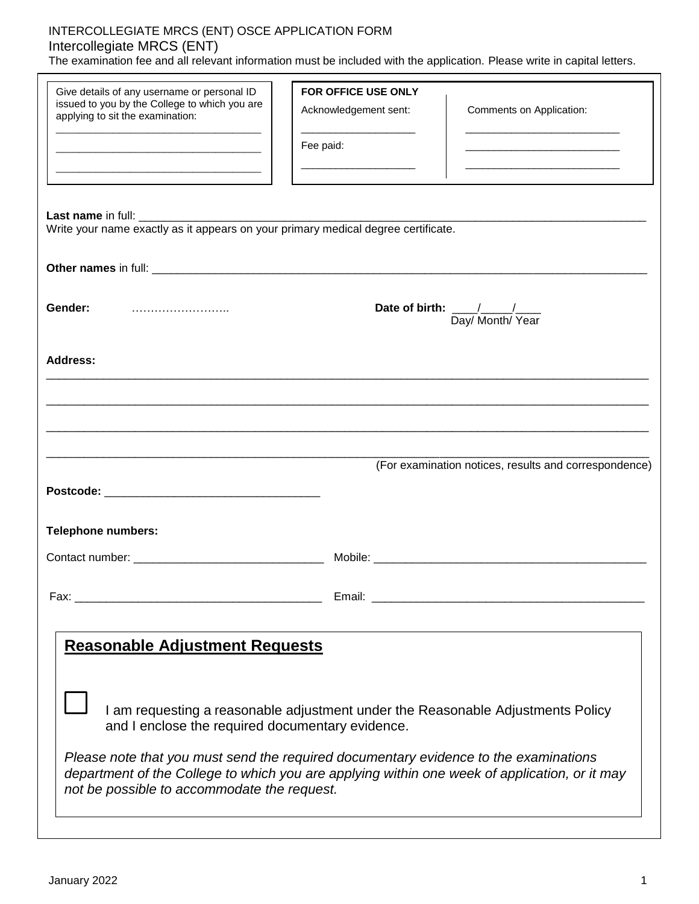INTERCOLLEGIATE MRCS (ENT) OSCE APPLICATION FORM

Intercollegiate MRCS (ENT)

The examination fee and all relevant information must be included with the application. Please write in capital letters.

| Give details of any username or personal ID issued to you by the College to which you are applying to sit the examination: | **FOR OFFICE USE ONLY** | |
|---|---|---|
| ___________________________________ | Acknowledgement sent: | Comments on Application: |
| ___________________________________ | ___________________ | __________________________ |
| ___________________________________ | Fee paid: | __________________________ |
| | ___________________ | __________________________ |

**Last name** in full: ____________________________________________________________________________________

Write your name exactly as it appears on your primary medical degree certificate.

**Other names** in full: __________________________________________________________________________________

**Gender:** ……………………..

**Date of birth:** ____/_____/____
Day/ Month/ Year

**Address:**

_______________________________________________________________________________________________

_______________________________________________________________________________________________

_______________________________________________________________________________________________

_______________________________________________________________________________________________

(For examination notices, results and correspondence)

**Postcode:** __________________________________

**Telephone numbers:**

Contact number: ______________________________ Mobile: ____________________________________________

Fax: ________________________________________ Email: ____________________________________________

## Reasonable Adjustment Requests

☐ I am requesting a reasonable adjustment under the Reasonable Adjustments Policy and I enclose the required documentary evidence.

*Please note that you must send the required documentary evidence to the examinations department of the College to which you are applying within one week of application, or it may not be possible to accommodate the request.*

January 2022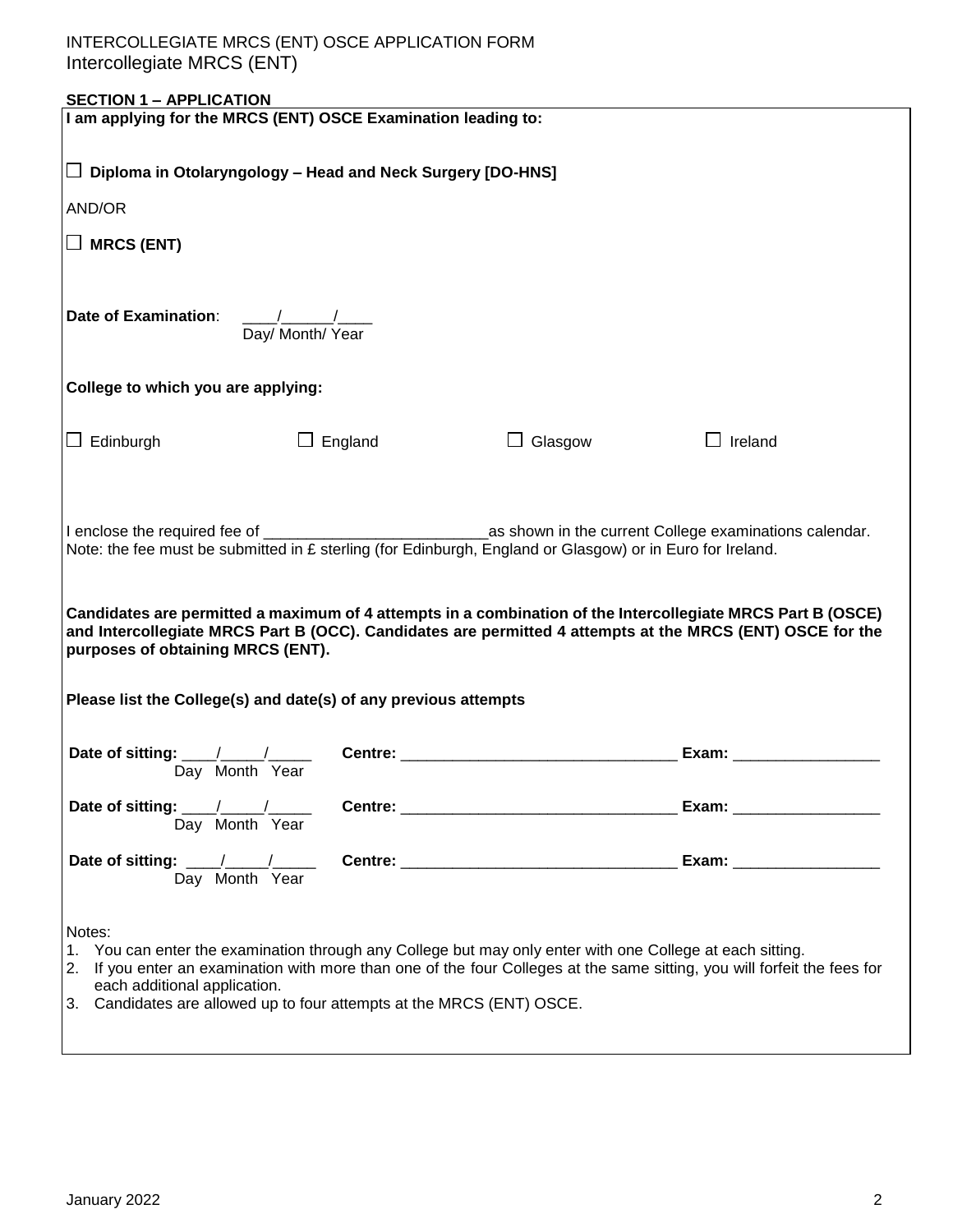INTERCOLLEGIATE MRCS (ENT) OSCE APPLICATION FORM
Intercollegiate MRCS (ENT)

**SECTION 1 – APPLICATION**

**I am applying for the MRCS (ENT) OSCE Examination leading to:**

☐ **Diploma in Otolaryngology – Head and Neck Surgery [DO-HNS]**

AND/OR

☐ **MRCS (ENT)**

**Date of Examination**: \_\_\_\_/\_\_\_\_\_\_/\_\_\_\_
Day/ Month/ Year

**College to which you are applying:**

☐ Edinburgh ☐ England ☐ Glasgow ☐ Ireland

I enclose the required fee of \_\_\_\_\_\_\_\_\_\_\_\_\_\_\_\_\_\_\_\_\_\_\_\_\_\_as shown in the current College examinations calendar.
Note: the fee must be submitted in £ sterling (for Edinburgh, England or Glasgow) or in Euro for Ireland.

**Candidates are permitted a maximum of 4 attempts in a combination of the Intercollegiate MRCS Part B (OSCE) and Intercollegiate MRCS Part B (OCC). Candidates are permitted 4 attempts at the MRCS (ENT) OSCE for the purposes of obtaining MRCS (ENT).**

**Please list the College(s) and date(s) of any previous attempts**

**Date of sitting:** \_\_\_\_/\_\_\_\_\_/\_\_\_\_\_ (Day Month Year) **Centre:** \_\_\_\_\_\_\_\_\_\_\_\_\_\_\_\_\_\_\_\_\_\_\_\_\_\_\_\_\_\_\_\_ **Exam:** \_\_\_\_\_\_\_\_\_\_\_\_\_\_\_\_\_

**Date of sitting:** \_\_\_\_/\_\_\_\_\_/\_\_\_\_\_ (Day Month Year) **Centre:** \_\_\_\_\_\_\_\_\_\_\_\_\_\_\_\_\_\_\_\_\_\_\_\_\_\_\_\_\_\_\_\_ **Exam:** \_\_\_\_\_\_\_\_\_\_\_\_\_\_\_\_\_

**Date of sitting:** \_\_\_\_/\_\_\_\_\_/\_\_\_\_\_ (Day Month Year) **Centre:** \_\_\_\_\_\_\_\_\_\_\_\_\_\_\_\_\_\_\_\_\_\_\_\_\_\_\_\_\_\_\_\_ **Exam:** \_\_\_\_\_\_\_\_\_\_\_\_\_\_\_\_\_

Notes:

1. You can enter the examination through any College but may only enter with one College at each sitting.
2. If you enter an examination with more than one of the four Colleges at the same sitting, you will forfeit the fees for each additional application.
3. Candidates are allowed up to four attempts at the MRCS (ENT) OSCE.

January 2022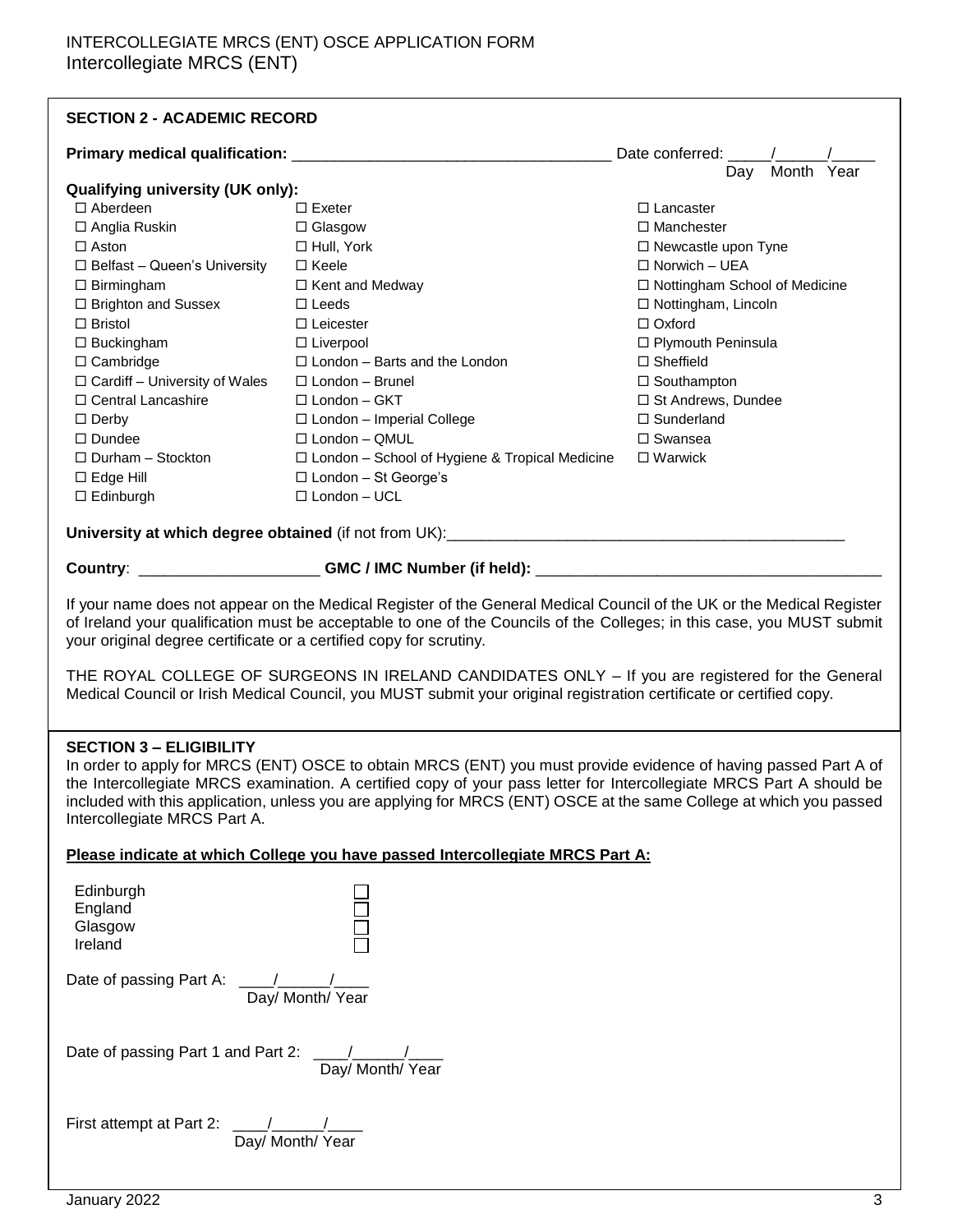## SECTION 2 - ACADEMIC RECORD

**Primary medical qualification:** ____________________________________ Date conferred: _____/______/_____
Day Month Year

**Qualifying university (UK only):**

☐ Aberdeen
☐ Anglia Ruskin
☐ Aston
☐ Belfast – Queen's University
☐ Birmingham
☐ Brighton and Sussex
☐ Bristol
☐ Buckingham
☐ Cambridge
☐ Cardiff – University of Wales
☐ Central Lancashire
☐ Derby
☐ Dundee
☐ Durham – Stockton
☐ Edge Hill
☐ Edinburgh
☐ Exeter
☐ Glasgow
☐ Hull, York
☐ Keele
☐ Kent and Medway
☐ Leeds
☐ Leicester
☐ Liverpool
☐ London – Barts and the London
☐ London – Brunel
☐ London – GKT
☐ London – Imperial College
☐ London – QMUL
☐ London – School of Hygiene & Tropical Medicine
☐ London – St George's
☐ London – UCL
☐ Lancaster
☐ Manchester
☐ Newcastle upon Tyne
☐ Norwich – UEA
☐ Nottingham School of Medicine
☐ Nottingham, Lincoln
☐ Oxford
☐ Plymouth Peninsula
☐ Sheffield
☐ Southampton
☐ St Andrews, Dundee
☐ Sunderland
☐ Swansea
☐ Warwick

**University at which degree obtained** (if not from UK):_______________________________________________

**Country**: _____________________ **GMC / IMC Number (if held):** ________________________________________

If your name does not appear on the Medical Register of the General Medical Council of the UK or the Medical Register of Ireland your qualification must be acceptable to one of the Councils of the Colleges; in this case, you MUST submit your original degree certificate or a certified copy for scrutiny.

THE ROYAL COLLEGE OF SURGEONS IN IRELAND CANDIDATES ONLY – If you are registered for the General Medical Council or Irish Medical Council, you MUST submit your original registration certificate or certified copy.

## SECTION 3 – ELIGIBILITY

In order to apply for MRCS (ENT) OSCE to obtain MRCS (ENT) you must provide evidence of having passed Part A of the Intercollegiate MRCS examination. A certified copy of your pass letter for Intercollegiate MRCS Part A should be included with this application, unless you are applying for MRCS (ENT) OSCE at the same College at which you passed Intercollegiate MRCS Part A.

**Please indicate at which College you have passed Intercollegiate MRCS Part A:**

Edinburgh ☐
England ☐
Glasgow ☐
Ireland ☐

Date of passing Part A: ____/______/____
Day/ Month/ Year

Date of passing Part 1 and Part 2: ____/______/____
Day/ Month/ Year

First attempt at Part 2: ____/______/____
Day/ Month/ Year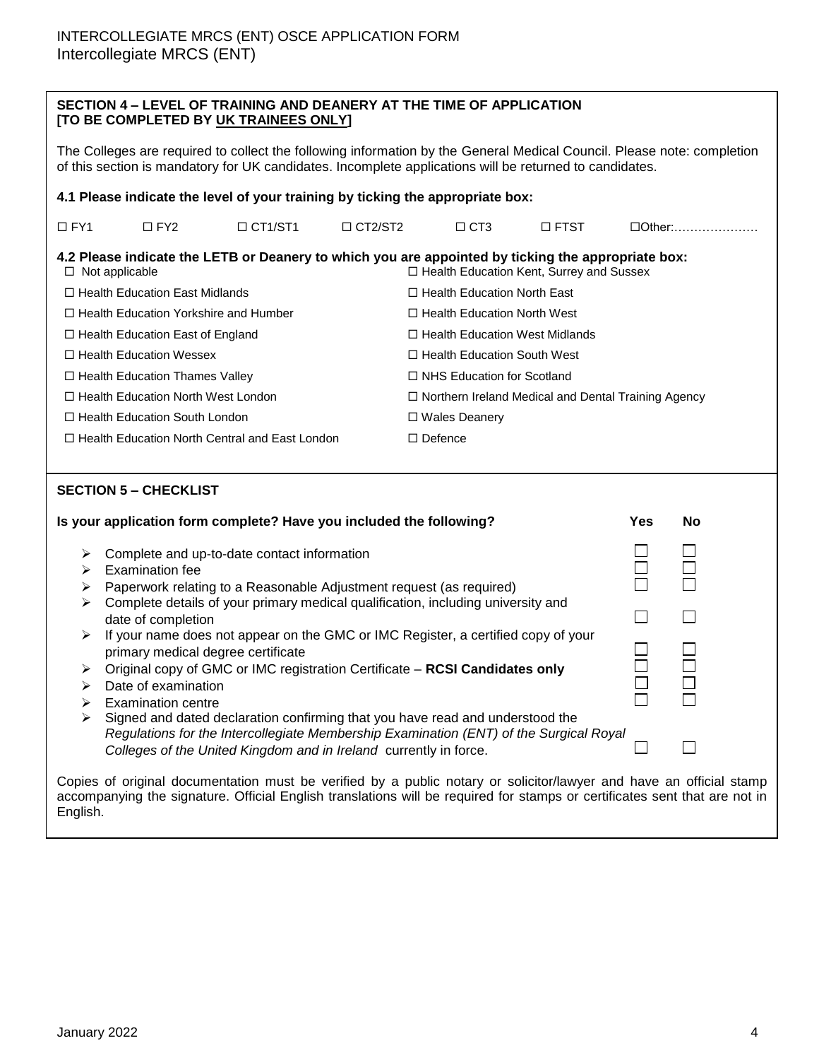## SECTION 4 – LEVEL OF TRAINING AND DEANERY AT THE TIME OF APPLICATION [TO BE COMPLETED BY UK TRAINEES ONLY]

The Colleges are required to collect the following information by the General Medical Council. Please note: completion of this section is mandatory for UK candidates. Incomplete applications will be returned to candidates.

**4.1 Please indicate the level of your training by ticking the appropriate box:**

☐ FY1 ☐ FY2 ☐ CT1/ST1 ☐ CT2/ST2 ☐ CT3 ☐ FTST ☐Other:…………………

**4.2 Please indicate the LETB or Deanery to which you are appointed by ticking the appropriate box:**

- ☐ Not applicable
- ☐ Health Education East Midlands
- ☐ Health Education Yorkshire and Humber
- ☐ Health Education East of England
- ☐ Health Education Wessex
- ☐ Health Education Thames Valley
- ☐ Health Education North West London
- ☐ Health Education South London
- ☐ Health Education North Central and East London
- ☐ Health Education Kent, Surrey and Sussex
- ☐ Health Education North East
- ☐ Health Education North West
- ☐ Health Education West Midlands
- ☐ Health Education South West
- ☐ NHS Education for Scotland
- ☐ Northern Ireland Medical and Dental Training Agency
- ☐ Wales Deanery
- ☐ Defence

## SECTION 5 – CHECKLIST

| Is your application form complete? Have you included the following? | Yes | No |
|---|---|---|
| Complete and up-to-date contact information | ☐ | ☐ |
| Examination fee | ☐ | ☐ |
| Paperwork relating to a Reasonable Adjustment request (as required) | ☐ | ☐ |
| Complete details of your primary medical qualification, including university and date of completion | ☐ | ☐ |
| If your name does not appear on the GMC or IMC Register, a certified copy of your primary medical degree certificate | ☐ | ☐ |
| Original copy of GMC or IMC registration Certificate – **RCSI Candidates only** | ☐ | ☐ |
| Date of examination | ☐ | ☐ |
| Examination centre | ☐ | ☐ |
| Signed and dated declaration confirming that you have read and understood the *Regulations for the Intercollegiate Membership Examination (ENT) of the Surgical Royal Colleges of the United Kingdom and in Ireland* currently in force. | ☐ | ☐ |

Copies of original documentation must be verified by a public notary or solicitor/lawyer and have an official stamp accompanying the signature. Official English translations will be required for stamps or certificates sent that are not in English.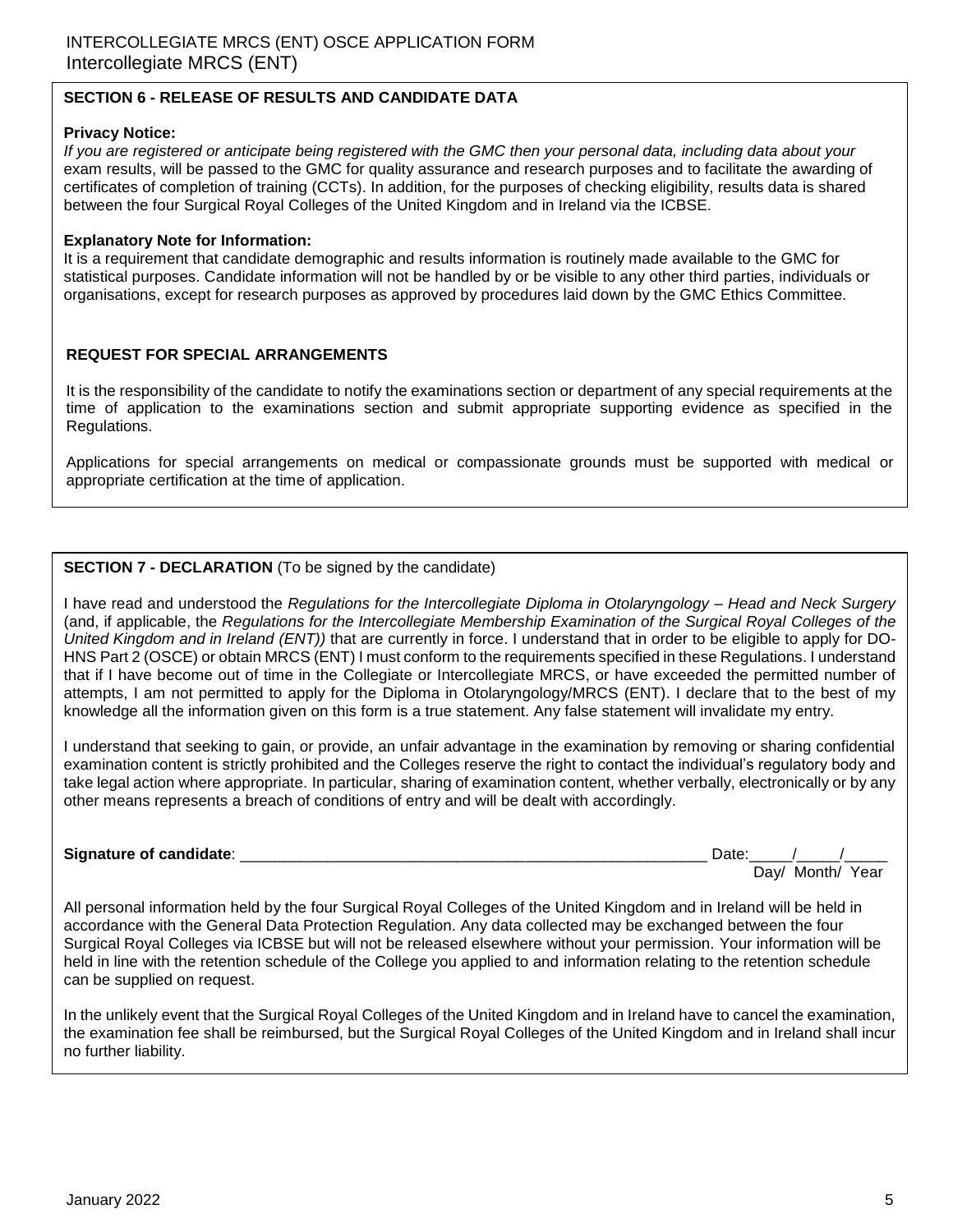## SECTION 6 - RELEASE OF RESULTS AND CANDIDATE DATA

**Privacy Notice:**

*If you are registered or anticipate being registered with the GMC then your personal data, including data about your* exam results, will be passed to the GMC for quality assurance and research purposes and to facilitate the awarding of certificates of completion of training (CCTs). In addition, for the purposes of checking eligibility, results data is shared between the four Surgical Royal Colleges of the United Kingdom and in Ireland via the ICBSE.

**Explanatory Note for Information:**

It is a requirement that candidate demographic and results information is routinely made available to the GMC for statistical purposes. Candidate information will not be handled by or be visible to any other third parties, individuals or organisations, except for research purposes as approved by procedures laid down by the GMC Ethics Committee.

### REQUEST FOR SPECIAL ARRANGEMENTS

It is the responsibility of the candidate to notify the examinations section or department of any special requirements at the time of application to the examinations section and submit appropriate supporting evidence as specified in the Regulations.

Applications for special arrangements on medical or compassionate grounds must be supported with medical or appropriate certification at the time of application.

## SECTION 7 - DECLARATION (To be signed by the candidate)

I have read and understood the *Regulations for the Intercollegiate Diploma in Otolaryngology – Head and Neck Surgery* (and, if applicable, the *Regulations for the Intercollegiate Membership Examination of the Surgical Royal Colleges of the United Kingdom and in Ireland (ENT))* that are currently in force. I understand that in order to be eligible to apply for DO-HNS Part 2 (OSCE) or obtain MRCS (ENT) I must conform to the requirements specified in these Regulations. I understand that if I have become out of time in the Collegiate or Intercollegiate MRCS, or have exceeded the permitted number of attempts, I am not permitted to apply for the Diploma in Otolaryngology/MRCS (ENT). I declare that to the best of my knowledge all the information given on this form is a true statement. Any false statement will invalidate my entry.

I understand that seeking to gain, or provide, an unfair advantage in the examination by removing or sharing confidential examination content is strictly prohibited and the Colleges reserve the right to contact the individual's regulatory body and take legal action where appropriate. In particular, sharing of examination content, whether verbally, electronically or by any other means represents a breach of conditions of entry and will be dealt with accordingly.

**Signature of candidate**: ________________________________________________________ Date:_____/_____/_____
Day/ Month/ Year

All personal information held by the four Surgical Royal Colleges of the United Kingdom and in Ireland will be held in accordance with the General Data Protection Regulation. Any data collected may be exchanged between the four Surgical Royal Colleges via ICBSE but will not be released elsewhere without your permission. Your information will be held in line with the retention schedule of the College you applied to and information relating to the retention schedule can be supplied on request.

In the unlikely event that the Surgical Royal Colleges of the United Kingdom and in Ireland have to cancel the examination, the examination fee shall be reimbursed, but the Surgical Royal Colleges of the United Kingdom and in Ireland shall incur no further liability.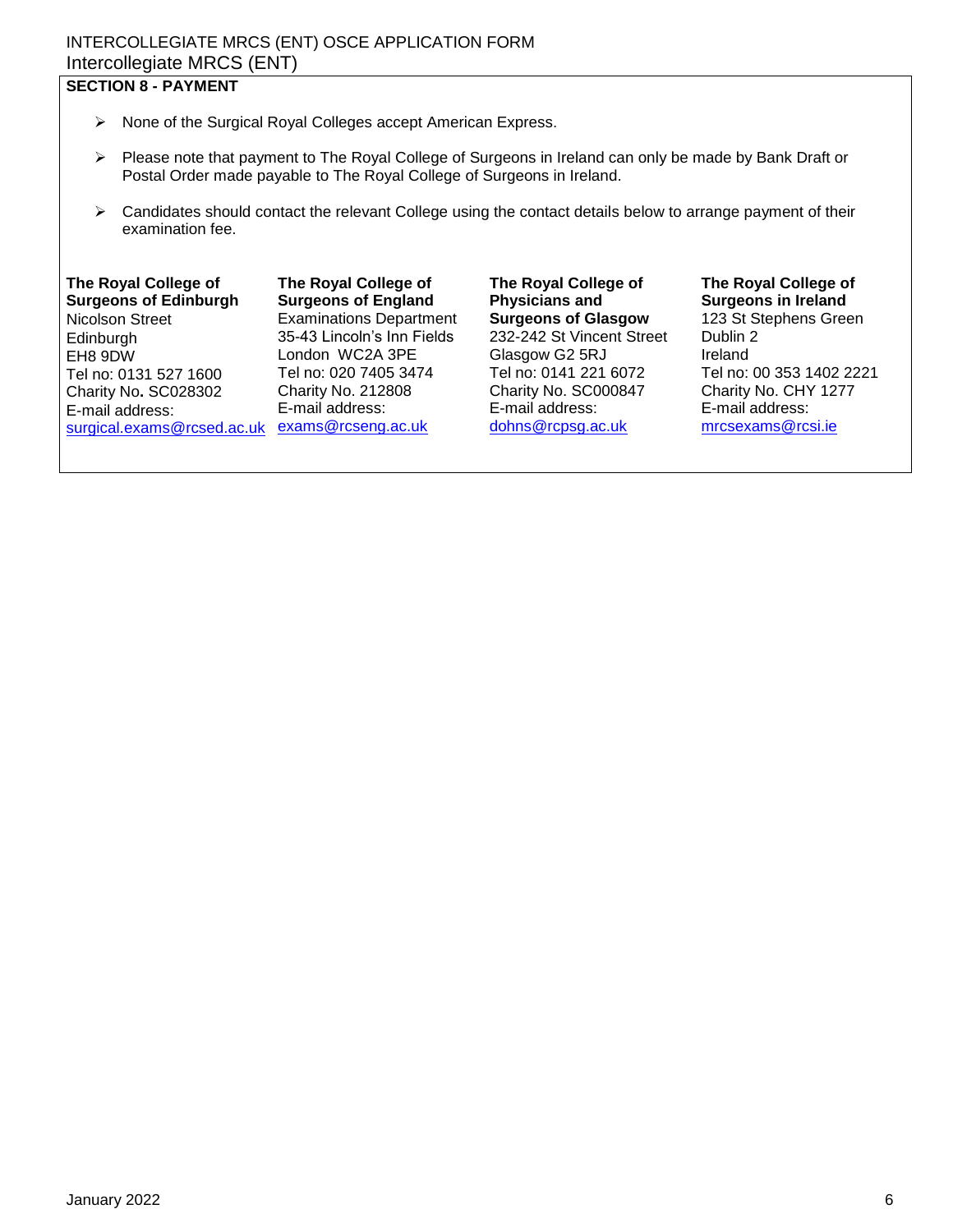## SECTION 8 - PAYMENT

- None of the Surgical Royal Colleges accept American Express.
- Please note that payment to The Royal College of Surgeons in Ireland can only be made by Bank Draft or Postal Order made payable to The Royal College of Surgeons in Ireland.
- Candidates should contact the relevant College using the contact details below to arrange payment of their examination fee.

**The Royal College of Surgeons of Edinburgh**
Nicolson Street
Edinburgh
EH8 9DW
Tel no: 0131 527 1600
Charity No. SC028302
E-mail address:
surgical.exams@rcsed.ac.uk

**The Royal College of Surgeons of England**
Examinations Department
35-43 Lincoln's Inn Fields
London WC2A 3PE
Tel no: 020 7405 3474
Charity No. 212808
E-mail address:
exams@rcseng.ac.uk

**The Royal College of Physicians and Surgeons of Glasgow**
232-242 St Vincent Street
Glasgow G2 5RJ
Tel no: 0141 221 6072
Charity No. SC000847
E-mail address:
dohns@rcpsg.ac.uk

**The Royal College of Surgeons in Ireland**
123 St Stephens Green
Dublin 2
Ireland
Tel no: 00 353 1402 2221
Charity No. CHY 1277
E-mail address:
mrcsexams@rcsi.ie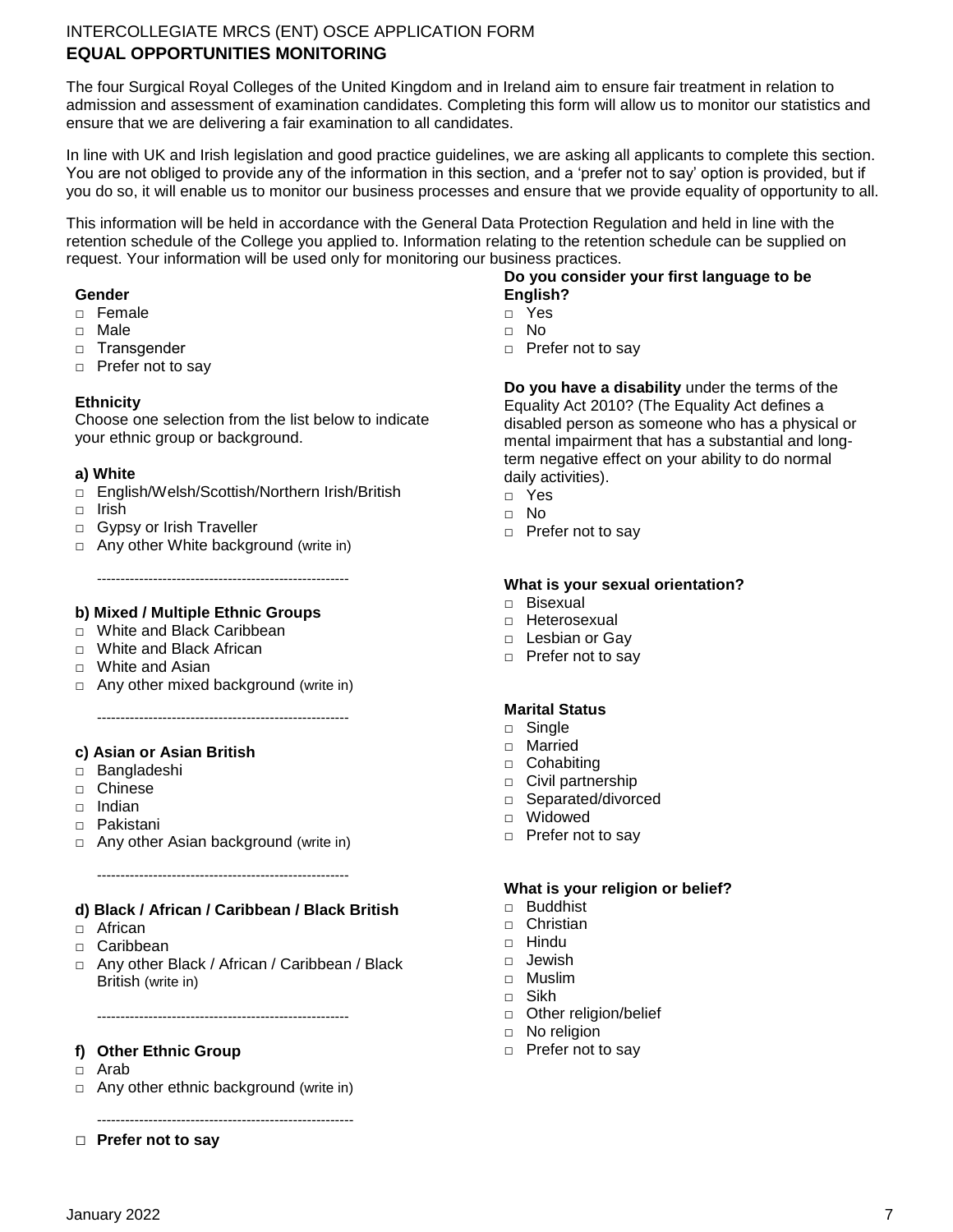INTERCOLLEGIATE MRCS (ENT) OSCE APPLICATION FORM

## EQUAL OPPORTUNITIES MONITORING

The four Surgical Royal Colleges of the United Kingdom and in Ireland aim to ensure fair treatment in relation to admission and assessment of examination candidates. Completing this form will allow us to monitor our statistics and ensure that we are delivering a fair examination to all candidates.

In line with UK and Irish legislation and good practice guidelines, we are asking all applicants to complete this section. You are not obliged to provide any of the information in this section, and a 'prefer not to say' option is provided, but if you do so, it will enable us to monitor our business processes and ensure that we provide equality of opportunity to all.

This information will be held in accordance with the General Data Protection Regulation and held in line with the retention schedule of the College you applied to. Information relating to the retention schedule can be supplied on request. Your information will be used only for monitoring our business practices.

**Gender**

- □ Female
- □ Male
- □ Transgender
- □ Prefer not to say

**Ethnicity**

Choose one selection from the list below to indicate your ethnic group or background.

**a) White**

- □ English/Welsh/Scottish/Northern Irish/British
- □ Irish
- □ Gypsy or Irish Traveller
- □ Any other White background (write in)

------------------------------------------------------

**b) Mixed / Multiple Ethnic Groups**

- □ White and Black Caribbean
- □ White and Black African
- □ White and Asian
- □ Any other mixed background (write in)

------------------------------------------------------

**c) Asian or Asian British**

- □ Bangladeshi
- □ Chinese
- □ Indian
- □ Pakistani
- □ Any other Asian background (write in)

------------------------------------------------------

**d) Black / African / Caribbean / Black British**

- □ African
- □ Caribbean
- □ Any other Black / African / Caribbean / Black British (write in)

------------------------------------------------------

**f) Other Ethnic Group**

- □ Arab
- □ Any other ethnic background (write in)

------------------------------------------------------

□ **Prefer not to say**

**Do you consider your first language to be English?**

- □ Yes
- □ No
- □ Prefer not to say

**Do you have a disability** under the terms of the Equality Act 2010? (The Equality Act defines a disabled person as someone who has a physical or mental impairment that has a substantial and long-term negative effect on your ability to do normal daily activities).

- □ Yes
- □ No
- □ Prefer not to say

**What is your sexual orientation?**

- □ Bisexual
- □ Heterosexual
- □ Lesbian or Gay
- □ Prefer not to say

**Marital Status**

- □ Single
- □ Married
- □ Cohabiting
- □ Civil partnership
- □ Separated/divorced
- □ Widowed
- □ Prefer not to say

**What is your religion or belief?**

- □ Buddhist
- □ Christian
- □ Hindu
- □ Jewish
- □ Muslim
- □ Sikh
- □ Other religion/belief
- □ No religion
- □ Prefer not to say

January 2022